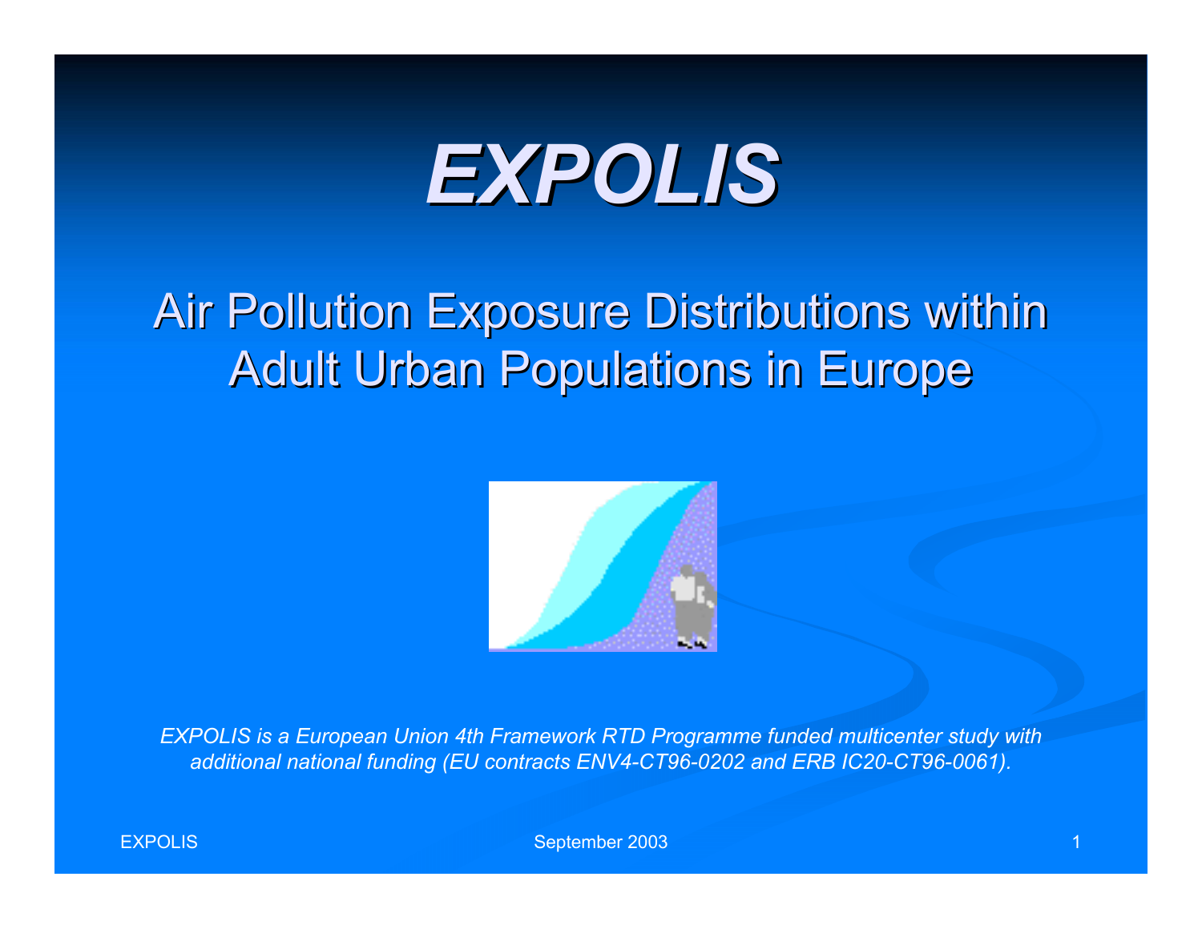# EXPOLIS

## Air Pollution Exposure Distributions within Adult Urban Populations in Europe

*EXPOLIS is a European Union 4th Framework RTD Programme funded multicenter study with additional national funding (EU contracts ENV4-CT96-0202 and ERB IC20-CT96-0061).*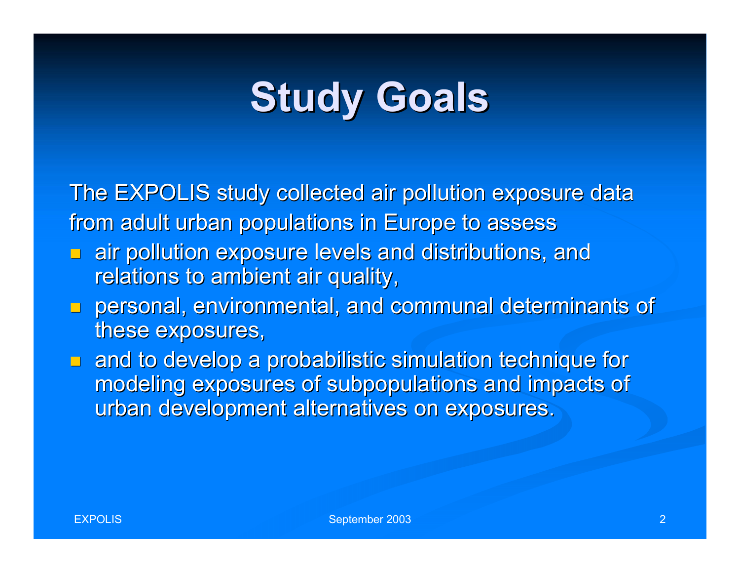# Study Goals

The EXPOLIS study collected air pollution exposure data from adult urban populations in Europe to assess

- air pollution exposure levels and distributions, and relations to ambient air quality,
- personal, environmental, and communal determinants of these exposures,
- and to develop a probabilistic simulation technique for modeling exposures of subpopulations and impacts of urban development alternatives on exposures.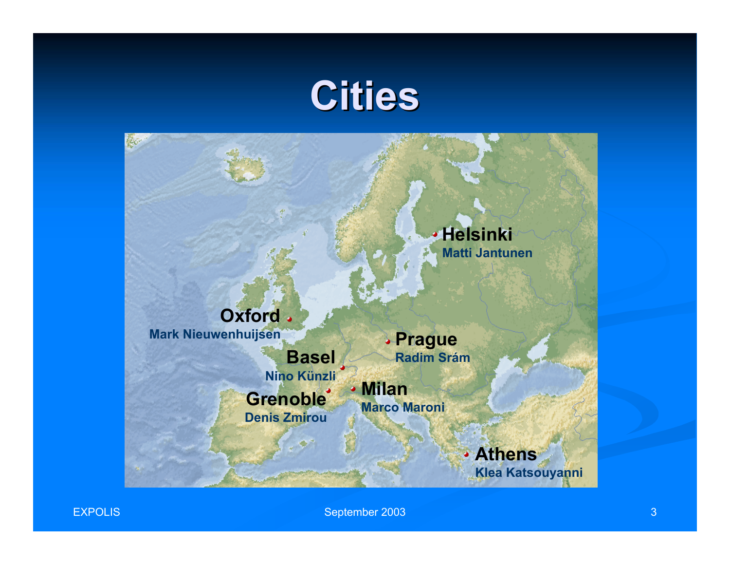# Cities

Helsinki
Matti Jantunen

Oxford
Mark Nieuwenhuijsen

Prague
Radim Šrám

Basel
Nino Künzli

Grenoble
Denis Zmirou

Milan
Marco Maroni

Athens
Klea Katsouyanni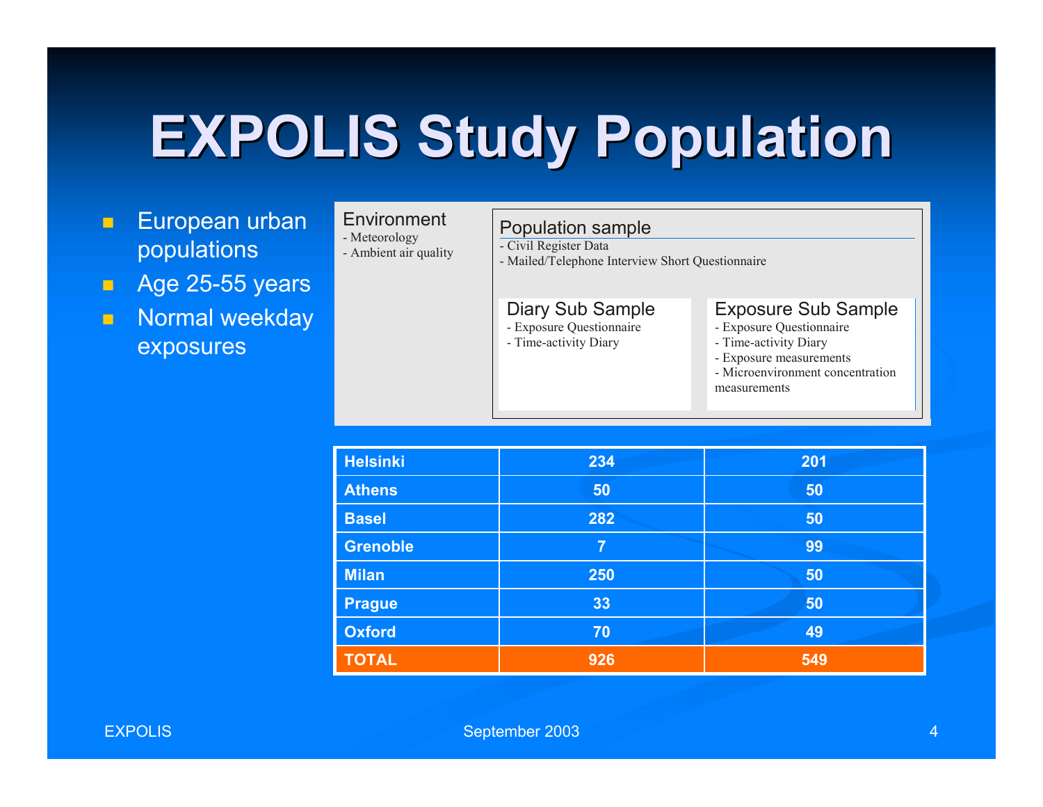# EXPOLIS Study Population

- European urban populations
- Age 25-55 years
- Normal weekday exposures

**Environment**
- Meteorology
- Ambient air quality

**Population sample**
- Civil Register Data
- Mailed/Telephone Interview Short Questionnaire

**Diary Sub Sample**
- Exposure Questionnaire
- Time-activity Diary

**Exposure Sub Sample**
- Exposure Questionnaire
- Time-activity Diary
- Exposure measurements
- Microenvironment concentration measurements

| | | |
|---|---|---|
| **Helsinki** | **234** | **201** |
| **Athens** | **50** | **50** |
| **Basel** | **282** | **50** |
| **Grenoble** | **7** | **99** |
| **Milan** | **250** | **50** |
| **Prague** | **33** | **50** |
| **Oxford** | **70** | **49** |
| **TOTAL** | **926** | **549** |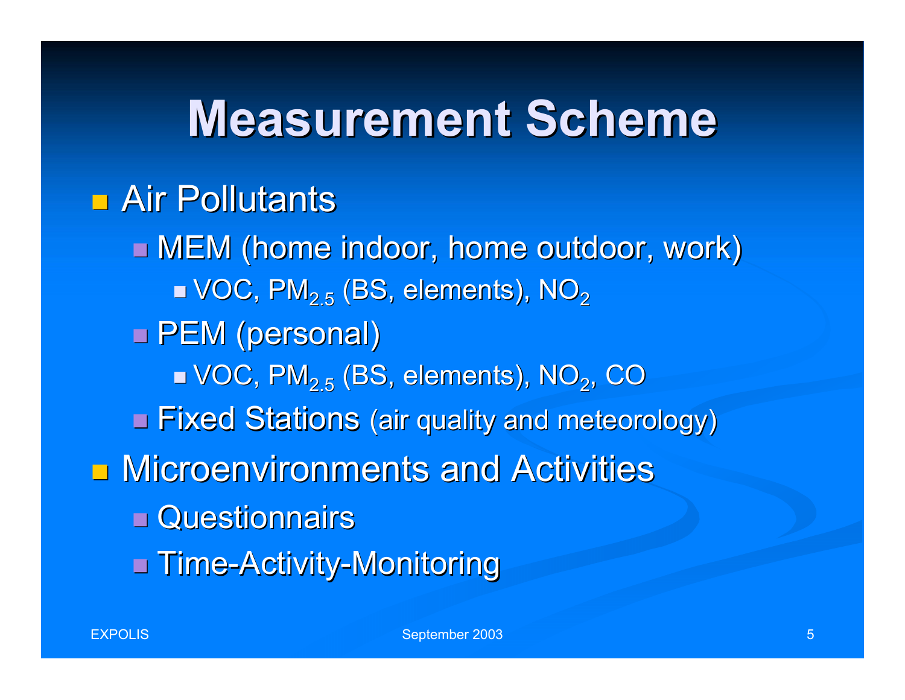# Measurement Scheme

- Air Pollutants
  - MEM (home indoor, home outdoor, work)
    - VOC, $PM_{2.5}$ (BS, elements), $NO_2$
  - PEM (personal)
    - VOC, $PM_{2.5}$ (BS, elements), $NO_2$, CO
  - Fixed Stations (air quality and meteorology)
- Microenvironments and Activities
  - Questionnairs
  - Time-Activity-Monitoring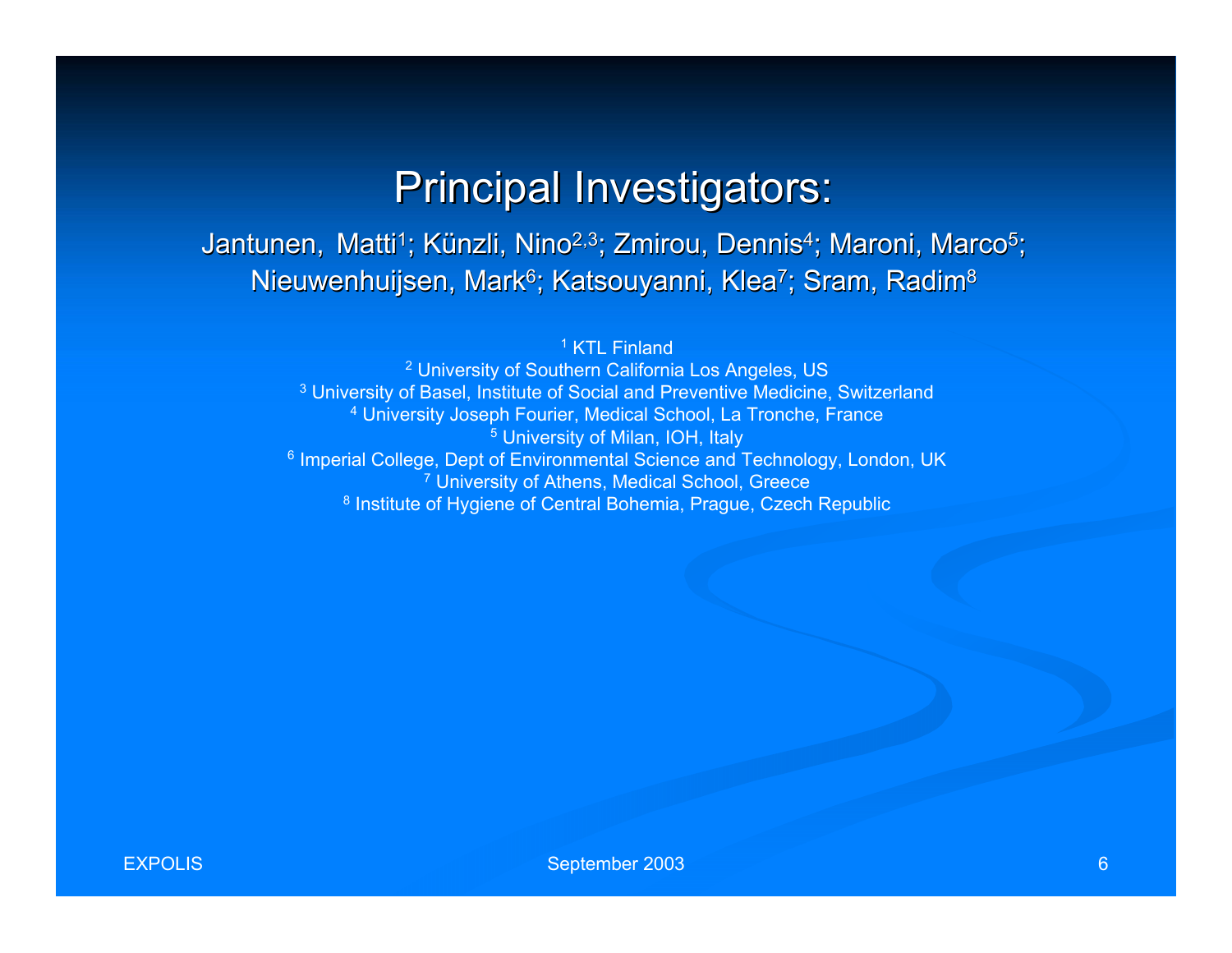# Principal Investigators:

Jantunen, Matti[1]; Künzli, Nino[2,3]; Zmirou, Dennis[4]; Maroni, Marco[5]; Nieuwenhuijsen, Mark[6]; Katsouyanni, Klea[7]; Sram, Radim[8]

[1] KTL Finland
[2] University of Southern California Los Angeles, US
[3] University of Basel, Institute of Social and Preventive Medicine, Switzerland
[4] University Joseph Fourier, Medical School, La Tronche, France
[5] University of Milan, IOH, Italy
[6] Imperial College, Dept of Environmental Science and Technology, London, UK
[7] University of Athens, Medical School, Greece
[8] Institute of Hygiene of Central Bohemia, Prague, Czech Republic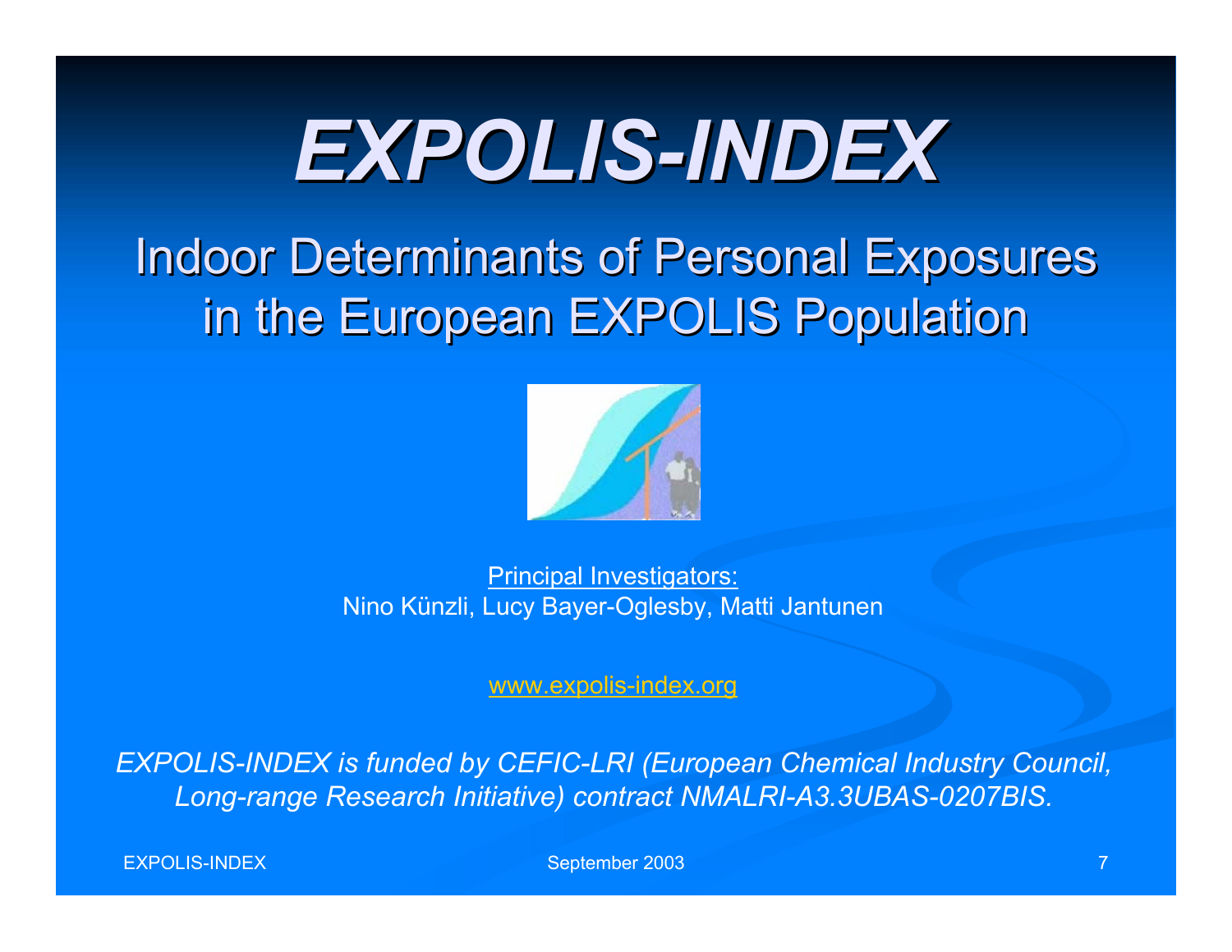# *EXPOLIS-INDEX*

## Indoor Determinants of Personal Exposures in the European EXPOLIS Population

Principal Investigators:
Nino Künzli, Lucy Bayer-Oglesby, Matti Jantunen

www.expolis-index.org

*EXPOLIS-INDEX is funded by CEFIC-LRI (European Chemical Industry Council, Long-range Research Initiative) contract NMALRI-A3.3UBAS-0207BIS.*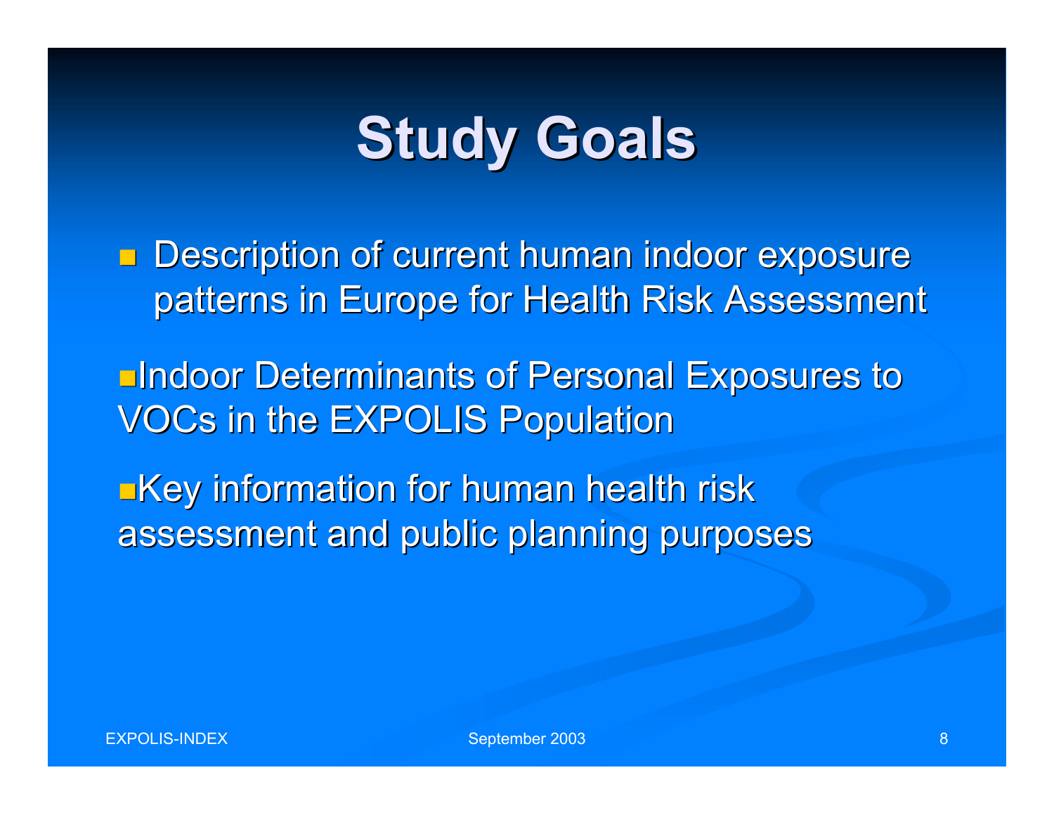# Study Goals

- Description of current human indoor exposure patterns in Europe for Health Risk Assessment
- Indoor Determinants of Personal Exposures to VOCs in the EXPOLIS Population
- Key information for human health risk assessment and public planning purposes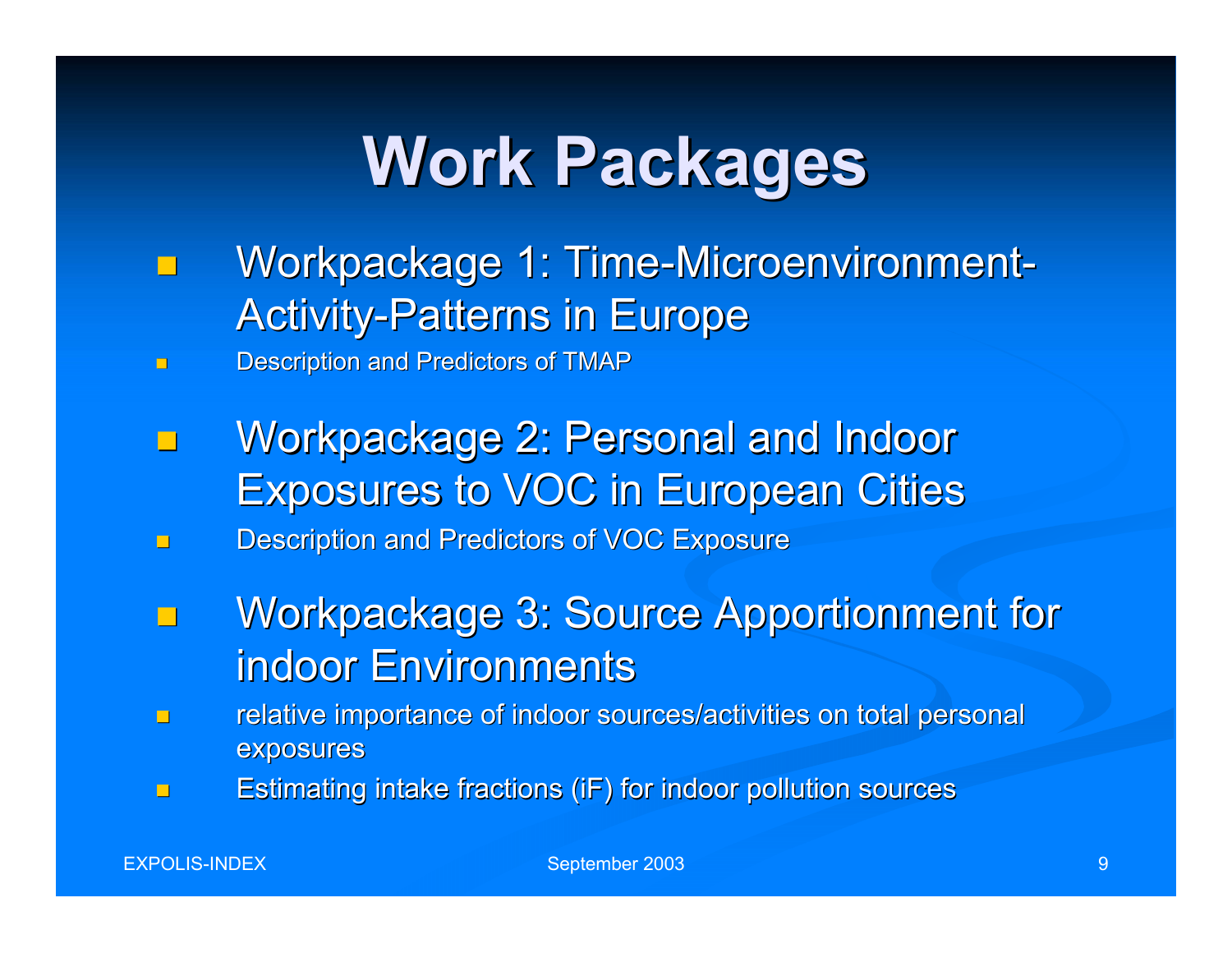# Work Packages

- Workpackage 1: Time-Microenvironment-Activity-Patterns in Europe
  - Description and Predictors of TMAP
- Workpackage 2: Personal and Indoor Exposures to VOC in European Cities
  - Description and Predictors of VOC Exposure
- Workpackage 3: Source Apportionment for indoor Environments
  - relative importance of indoor sources/activities on total personal exposures
  - Estimating intake fractions (iF) for indoor pollution sources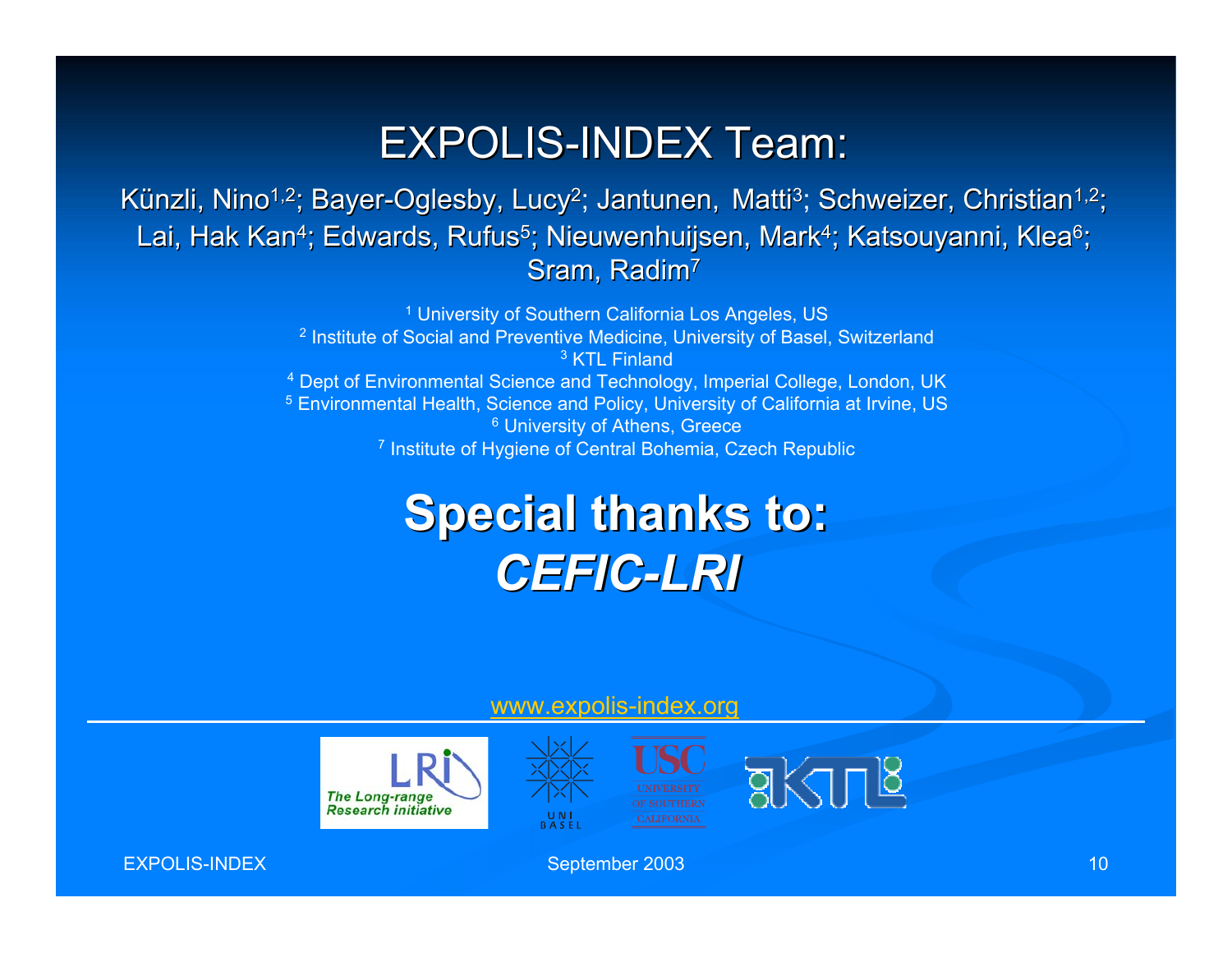# EXPOLIS-INDEX Team:

Künzli, Nino[1,2]; Bayer-Oglesby, Lucy[2]; Jantunen, Matti[3]; Schweizer, Christian[1,2]; Lai, Hak Kan[4]; Edwards, Rufus[5]; Nieuwenhuijsen, Mark[4]; Katsouyanni, Klea[6]; Sram, Radim[7]

[1] University of Southern California Los Angeles, US
[2] Institute of Social and Preventive Medicine, University of Basel, Switzerland
[3] KTL Finland
[4] Dept of Environmental Science and Technology, Imperial College, London, UK
[5] Environmental Health, Science and Policy, University of California at Irvine, US
[6] University of Athens, Greece
[7] Institute of Hygiene of Central Bohemia, Czech Republic

## **Special thanks to:**
## ***CEFIC-LRI***

www.expolis-index.org

LRI The Long-range Research initiative

UNI BASEL

USC UNIVERSITY OF SOUTHERN CALIFORNIA

KTL